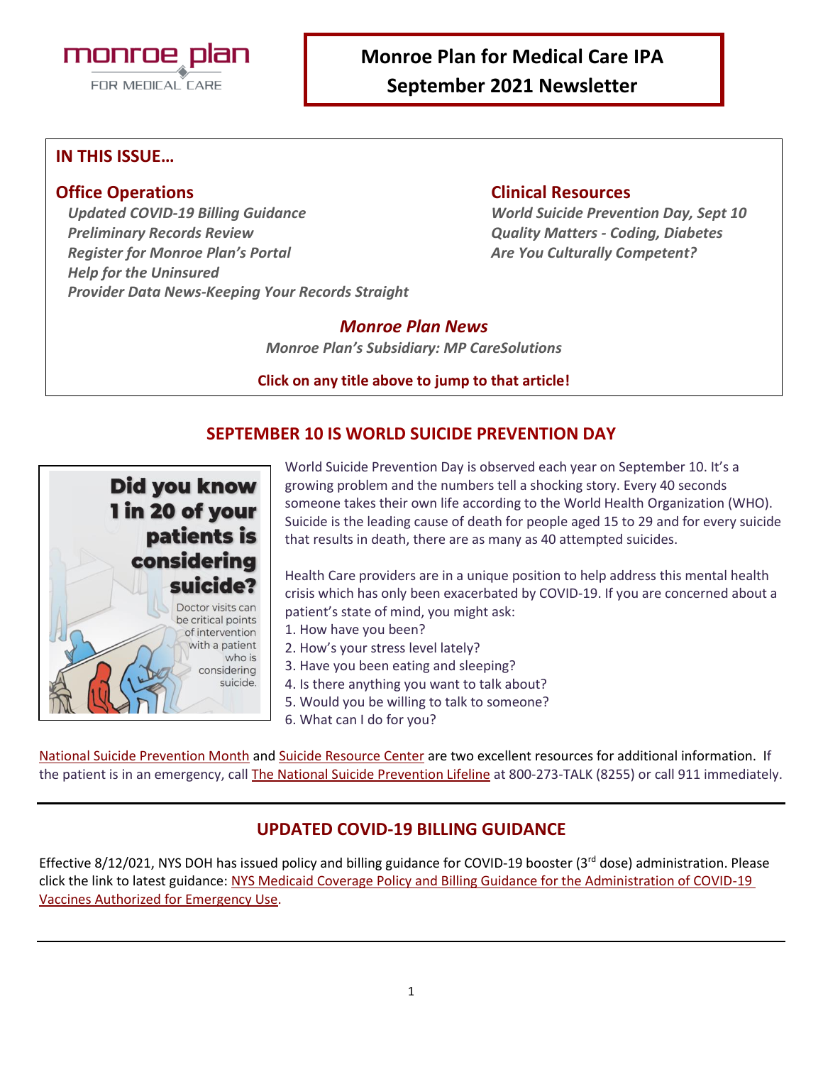monroe plan FOR MEDICAL CARE

# Monroe Plan for Medical Care IPA
# September 2021 Newsletter

## IN THIS ISSUE…

### Office Operations

*Updated COVID-19 Billing Guidance*
*Preliminary Records Review*
*Register for Monroe Plan's Portal*
*Help for the Uninsured*
*Provider Data News-Keeping Your Records Straight*

### Clinical Resources

*World Suicide Prevention Day, Sept 10*
*Quality Matters - Coding, Diabetes*
*Are You Culturally Competent?*

### *Monroe Plan News*

*Monroe Plan's Subsidiary: MP CareSolutions*

**Click on any title above to jump to that article!**

## SEPTEMBER 10 IS WORLD SUICIDE PREVENTION DAY

**Did you know 1 in 20 of your patients is considering suicide?**

Doctor visits can be critical points of intervention with a patient who is considering suicide.

World Suicide Prevention Day is observed each year on September 10. It's a growing problem and the numbers tell a shocking story. Every 40 seconds someone takes their own life according to the World Health Organization (WHO). Suicide is the leading cause of death for people aged 15 to 29 and for every suicide that results in death, there are as many as 40 attempted suicides.

Health Care providers are in a unique position to help address this mental health crisis which has only been exacerbated by COVID-19. If you are concerned about a patient's state of mind, you might ask:

1. How have you been?
2. How's your stress level lately?
3. Have you been eating and sleeping?
4. Is there anything you want to talk about?
5. Would you be willing to talk to someone?
6. What can I do for you?

National Suicide Prevention Month and Suicide Resource Center are two excellent resources for additional information. If the patient is in an emergency, call The National Suicide Prevention Lifeline at 800-273-TALK (8255) or call 911 immediately.

---

## UPDATED COVID-19 BILLING GUIDANCE

Effective 8/12/021, NYS DOH has issued policy and billing guidance for COVID-19 booster (3rd dose) administration. Please click the link to latest guidance: NYS Medicaid Coverage Policy and Billing Guidance for the Administration of COVID-19 Vaccines Authorized for Emergency Use.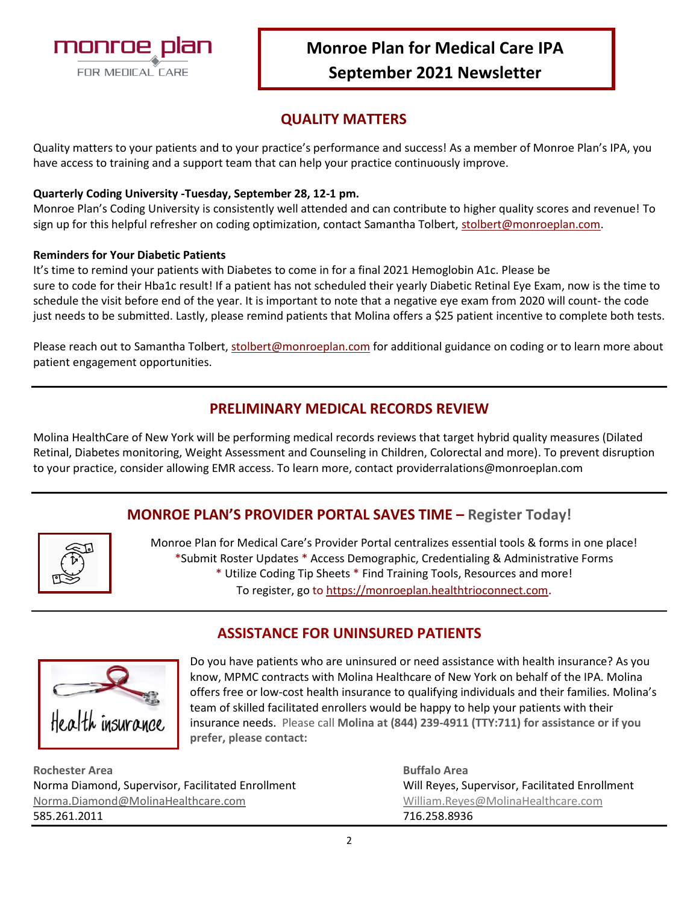# Monroe Plan for Medical Care IPA September 2021 Newsletter

## QUALITY MATTERS

Quality matters to your patients and to your practice's performance and success! As a member of Monroe Plan's IPA, you have access to training and a support team that can help your practice continuously improve.

**Quarterly Coding University -Tuesday, September 28, 12-1 pm.**

Monroe Plan's Coding University is consistently well attended and can contribute to higher quality scores and revenue! To sign up for this helpful refresher on coding optimization, contact Samantha Tolbert, stolbert@monroeplan.com.

**Reminders for Your Diabetic Patients**

It's time to remind your patients with Diabetes to come in for a final 2021 Hemoglobin A1c. Please be sure to code for their Hba1c result! If a patient has not scheduled their yearly Diabetic Retinal Eye Exam, now is the time to schedule the visit before end of the year. It is important to note that a negative eye exam from 2020 will count- the code just needs to be submitted. Lastly, please remind patients that Molina offers a $25 patient incentive to complete both tests.

Please reach out to Samantha Tolbert, stolbert@monroeplan.com for additional guidance on coding or to learn more about patient engagement opportunities.

---

## PRELIMINARY MEDICAL RECORDS REVIEW

Molina HealthCare of New York will be performing medical records reviews that target hybrid quality measures (Dilated Retinal, Diabetes monitoring, Weight Assessment and Counseling in Children, Colorectal and more). To prevent disruption to your practice, consider allowing EMR access. To learn more, contact providerralations@monroeplan.com

---

## MONROE PLAN'S PROVIDER PORTAL SAVES TIME – Register Today!

Monroe Plan for Medical Care's Provider Portal centralizes essential tools & forms in one place!
*Submit Roster Updates * Access Demographic, Credentialing & Administrative Forms
* Utilize Coding Tip Sheets * Find Training Tools, Resources and more!
To register, go to https://monroeplan.healthtrioconnect.com.

---

## ASSISTANCE FOR UNINSURED PATIENTS

Do you have patients who are uninsured or need assistance with health insurance? As you know, MPMC contracts with Molina Healthcare of New York on behalf of the IPA. Molina offers free or low-cost health insurance to qualifying individuals and their families. Molina's team of skilled facilitated enrollers would be happy to help your patients with their insurance needs. Please call **Molina at (844) 239-4911 (TTY:711) for assistance or if you prefer, please contact:**

**Rochester Area**
Norma Diamond, Supervisor, Facilitated Enrollment
Norma.Diamond@MolinaHealthcare.com
585.261.2011

**Buffalo Area**
Will Reyes, Supervisor, Facilitated Enrollment
William.Reyes@MolinaHealthcare.com
716.258.8936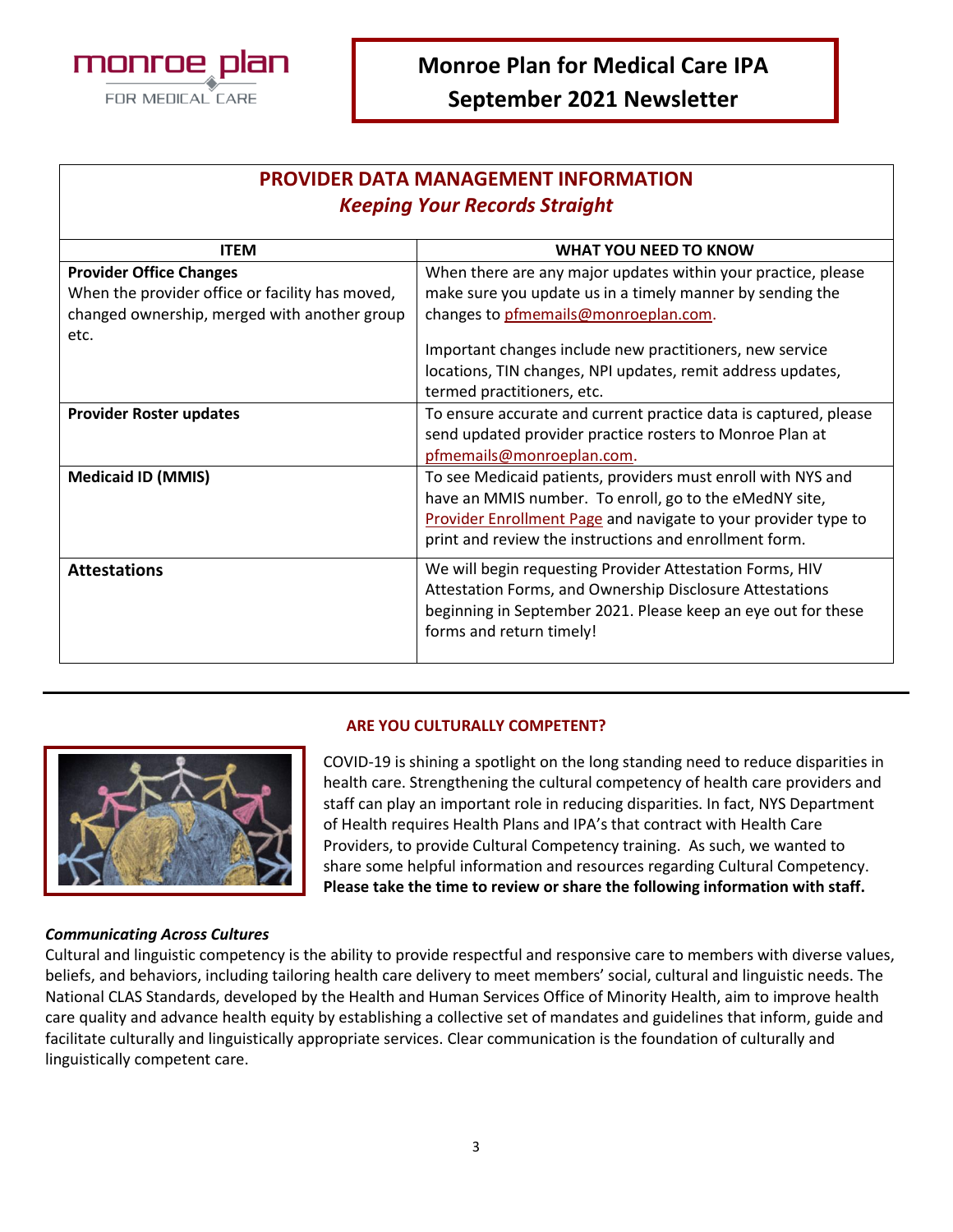# Monroe Plan for Medical Care IPA
## September 2021 Newsletter

## PROVIDER DATA MANAGEMENT INFORMATION
### *Keeping Your Records Straight*

| ITEM | WHAT YOU NEED TO KNOW |
|---|---|
| **Provider Office Changes** When the provider office or facility has moved, changed ownership, merged with another group etc. | When there are any major updates within your practice, please make sure you update us in a timely manner by sending the changes to pfmemails@monroeplan.com. Important changes include new practitioners, new service locations, TIN changes, NPI updates, remit address updates, termed practitioners, etc. |
| **Provider Roster updates** | To ensure accurate and current practice data is captured, please send updated provider practice rosters to Monroe Plan at pfmemails@monroeplan.com. |
| **Medicaid ID (MMIS)** | To see Medicaid patients, providers must enroll with NYS and have an MMIS number. To enroll, go to the eMedNY site, Provider Enrollment Page and navigate to your provider type to print and review the instructions and enrollment form. |
| **Attestations** | We will begin requesting Provider Attestation Forms, HIV Attestation Forms, and Ownership Disclosure Attestations beginning in September 2021. Please keep an eye out for these forms and return timely! |

## ARE YOU CULTURALLY COMPETENT?

COVID-19 is shining a spotlight on the long standing need to reduce disparities in health care. Strengthening the cultural competency of health care providers and staff can play an important role in reducing disparities. In fact, NYS Department of Health requires Health Plans and IPA's that contract with Health Care Providers, to provide Cultural Competency training. As such, we wanted to share some helpful information and resources regarding Cultural Competency. **Please take the time to review or share the following information with staff.**

***Communicating Across Cultures***

Cultural and linguistic competency is the ability to provide respectful and responsive care to members with diverse values, beliefs, and behaviors, including tailoring health care delivery to meet members' social, cultural and linguistic needs. The National CLAS Standards, developed by the Health and Human Services Office of Minority Health, aim to improve health care quality and advance health equity by establishing a collective set of mandates and guidelines that inform, guide and facilitate culturally and linguistically appropriate services. Clear communication is the foundation of culturally and linguistically competent care.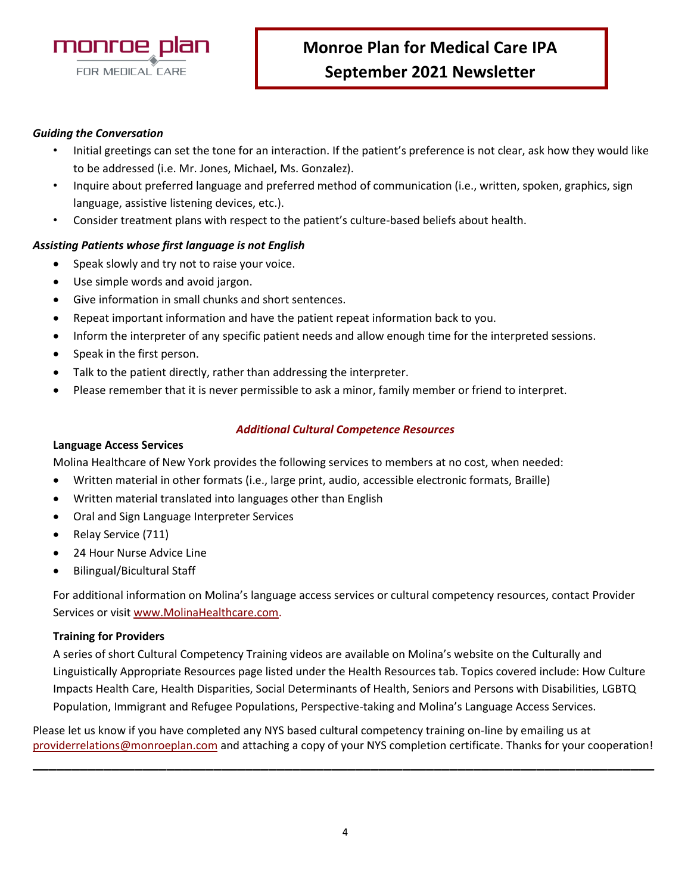***Guiding the Conversation***

- Initial greetings can set the tone for an interaction. If the patient's preference is not clear, ask how they would like to be addressed (i.e. Mr. Jones, Michael, Ms. Gonzalez).
- Inquire about preferred language and preferred method of communication (i.e., written, spoken, graphics, sign language, assistive listening devices, etc.).
- Consider treatment plans with respect to the patient's culture-based beliefs about health.

***Assisting Patients whose first language is not English***

- Speak slowly and try not to raise your voice.
- Use simple words and avoid jargon.
- Give information in small chunks and short sentences.
- Repeat important information and have the patient repeat information back to you.
- Inform the interpreter of any specific patient needs and allow enough time for the interpreted sessions.
- Speak in the first person.
- Talk to the patient directly, rather than addressing the interpreter.
- Please remember that it is never permissible to ask a minor, family member or friend to interpret.

## ***Additional Cultural Competence Resources***

**Language Access Services**

Molina Healthcare of New York provides the following services to members at no cost, when needed:

- Written material in other formats (i.e., large print, audio, accessible electronic formats, Braille)
- Written material translated into languages other than English
- Oral and Sign Language Interpreter Services
- Relay Service (711)
- 24 Hour Nurse Advice Line
- Bilingual/Bicultural Staff

For additional information on Molina's language access services or cultural competency resources, contact Provider Services or visit www.MolinaHealthcare.com.

**Training for Providers**

A series of short Cultural Competency Training videos are available on Molina's website on the Culturally and Linguistically Appropriate Resources page listed under the Health Resources tab. Topics covered include: How Culture Impacts Health Care, Health Disparities, Social Determinants of Health, Seniors and Persons with Disabilities, LGBTQ Population, Immigrant and Refugee Populations, Perspective-taking and Molina's Language Access Services.

Please let us know if you have completed any NYS based cultural competency training on-line by emailing us at providerrelations@monroeplan.com and attaching a copy of your NYS completion certificate. Thanks for your cooperation!

---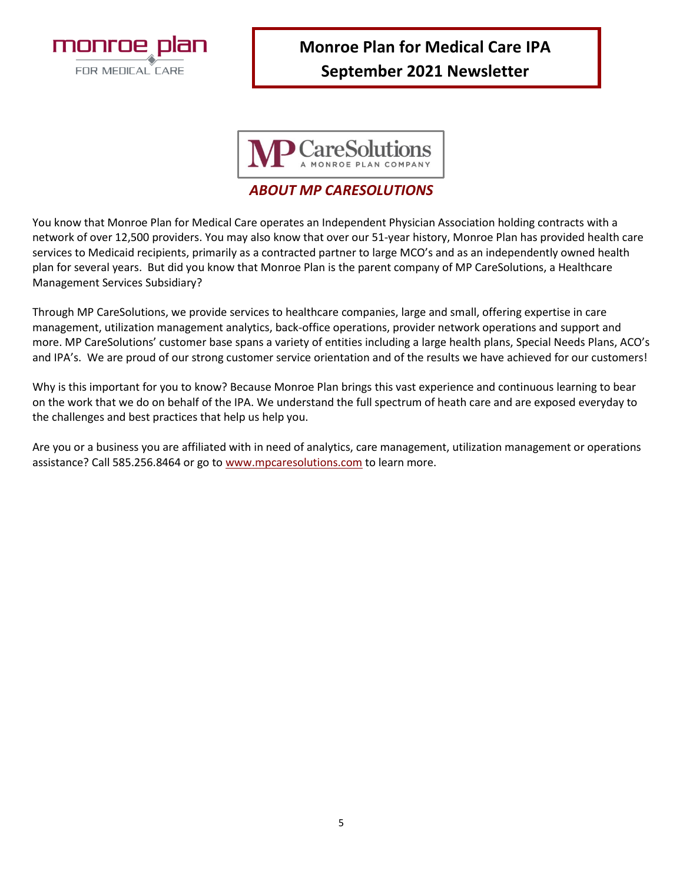# Monroe Plan for Medical Care IPA September 2021 Newsletter

## *ABOUT MP CARESOLUTIONS*

You know that Monroe Plan for Medical Care operates an Independent Physician Association holding contracts with a network of over 12,500 providers. You may also know that over our 51-year history, Monroe Plan has provided health care services to Medicaid recipients, primarily as a contracted partner to large MCO's and as an independently owned health plan for several years. But did you know that Monroe Plan is the parent company of MP CareSolutions, a Healthcare Management Services Subsidiary?

Through MP CareSolutions, we provide services to healthcare companies, large and small, offering expertise in care management, utilization management analytics, back-office operations, provider network operations and support and more. MP CareSolutions' customer base spans a variety of entities including a large health plans, Special Needs Plans, ACO's and IPA's. We are proud of our strong customer service orientation and of the results we have achieved for our customers!

Why is this important for you to know? Because Monroe Plan brings this vast experience and continuous learning to bear on the work that we do on behalf of the IPA. We understand the full spectrum of heath care and are exposed everyday to the challenges and best practices that help us help you.

Are you or a business you are affiliated with in need of analytics, care management, utilization management or operations assistance? Call 585.256.8464 or go to www.mpcaresolutions.com to learn more.